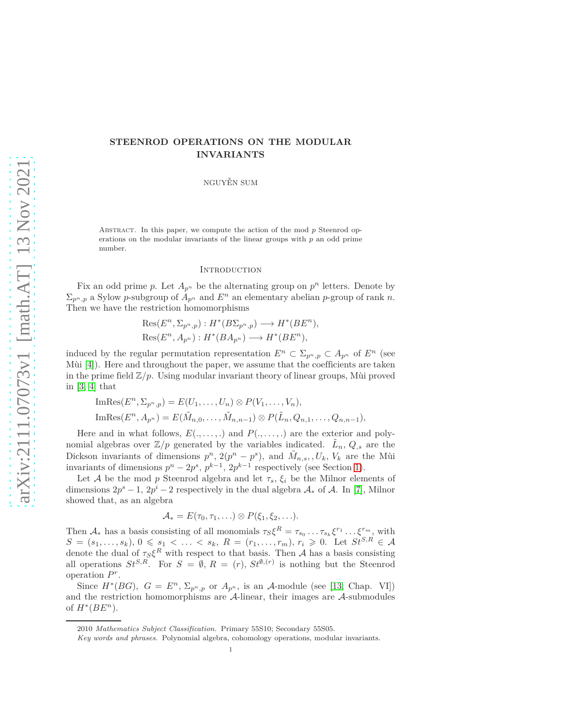# STEENROD OPERATIONS ON THE MODULAR INVARIANTS

NGUYỄN SUM

Abstract. In this paper, we compute the action of the mod $p$ Steenrod operations on the modular invariants of the linear groups with $p$ an odd prime number.

## Introduction

Fix an odd prime $p$. Let $A_{p^n}$ be the alternating group on $p^n$ letters. Denote by $\Sigma_{p^n,p}$ a Sylow $p$-subgroup of $A_{p^n}$ and $E^n$ an elementary abelian $p$-group of rank $n$. Then we have the restriction homomorphisms

$$\begin{aligned}
&\mathrm{Res}(E^n, \Sigma_{p^n,p}) : H^*(B\Sigma_{p^n,p}) \longrightarrow H^*(BE^n),\\
&\mathrm{Res}(E^n, A_{p^n}) : H^*(BA_{p^n}) \longrightarrow H^*(BE^n),
\end{aligned}$$

induced by the regular permutation representation $E^n \subset \Sigma_{p^n,p} \subset A_{p^n}$ of $E^n$ (see Mùi [4]). Here and throughout the paper, we assume that the coefficients are taken in the prime field $\mathbb{Z}/p$. Using modular invariant theory of linear groups, Mùi proved in [3, 4] that

$$\begin{aligned}
&\mathrm{ImRes}(E^n, \Sigma_{p^n,p}) = E(U_1, \ldots, U_n) \otimes P(V_1, \ldots, V_n),\\
&\mathrm{ImRes}(E^n, A_{p^n}) = E(\tilde{M}_{n,0}, \ldots, \tilde{M}_{n,n-1}) \otimes P(\tilde{L}_n, Q_{n,1}, \ldots, Q_{n,n-1}),
\end{aligned}$$

Here and in what follows, $E(., \ldots, .)$ and $P(., \ldots, .)$ are the exterior and polynomial algebras over $\mathbb{Z}/p$ generated by the variables indicated. $\tilde{L}_n$, $Q_{,s}$ are the Dickson invariants of dimensions $p^n$, $2(p^n - p^s)$, and $\tilde{M}_{n,s}, , U_k$, $V_k$ are the Mùi invariants of dimensions $p^n - 2p^s$, $p^{k-1}$, $2p^{k-1}$ respectively (see Section 1).

Let $\mathcal{A}$ be the mod $p$ Steenrod algebra and let $\tau_s$, $\xi_i$ be the Milnor elements of dimensions $2p^s - 1$, $2p^i - 2$ respectively in the dual algebra $\mathcal{A}_*$ of $\mathcal{A}$. In [7], Milnor showed that, as an algebra

$$\mathcal{A}_* = E(\tau_0, \tau_1, \ldots) \otimes P(\xi_1, \xi_2, \ldots).$$

Then $\mathcal{A}_*$ has a basis consisting of all monomials $\tau_S\xi^R = \tau_{s_0} \ldots \tau_{s_k}\xi^{r_1} \ldots \xi^{r_m}$, with $S = (s_1, \ldots, s_k)$, $0 \leqslant s_1 < \ldots < s_k$, $R = (r_1, \ldots, r_m)$, $r_i \geqslant 0$. Let $St^{S,R} \in \mathcal{A}$ denote the dual of $\tau_S\xi^R$ with respect to that basis. Then $\mathcal{A}$ has a basis consisting all operations $St^{S,R}$. For $S = \emptyset$, $R = (r)$, $St^{\emptyset,(r)}$ is nothing but the Steenrod operation $P^r$.

Since $H^*(BG)$, $G = E^n$, $\Sigma_{p^n,p}$ or $A_{p^n}$, is an $\mathcal{A}$-module (see [13, Chap. VI]) and the restriction homomorphisms are $\mathcal{A}$-linear, their images are $\mathcal{A}$-submodules of $H^*(BE^n)$.

---

2010 *Mathematics Subject Classification.* Primary 55S10; Secondary 55S05.

*Key words and phrases.* Polynomial algebra, cohomology operations, modular invariants.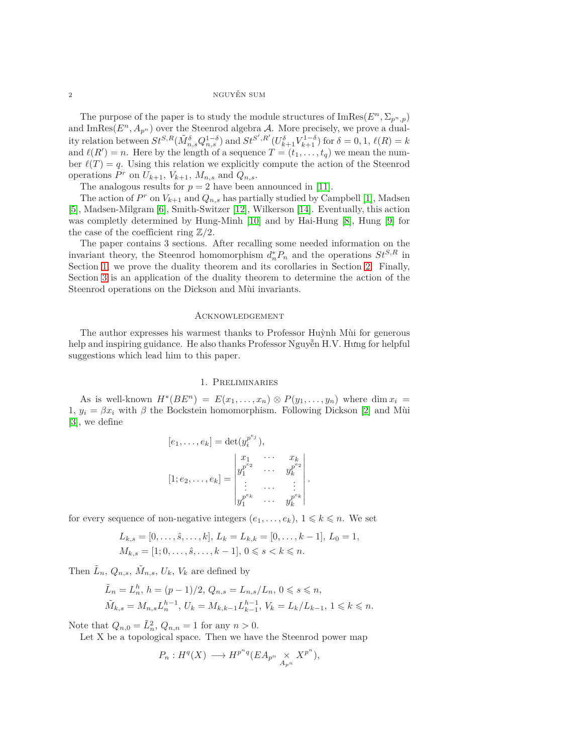The purpose of the paper is to study the module structures of $\mathrm{ImRes}(E^n, \Sigma_{p^n,p})$ and $\mathrm{ImRes}(E^n, A_{p^n})$ over the Steenrod algebra $\mathcal{A}$. More precisely, we prove a duality relation between $St^{S,R}(\tilde{M}^{\delta}_{n,s}Q^{1-\delta}_{n,s})$ and $St^{S',R'}(U^{\delta}_{k+1}V^{1-\delta}_{k+1})$ for $\delta = 0, 1$, $\ell(R) = k$ and $\ell(R') = n$. Here by the length of a sequence $T = (t_1, \dots, t_q)$ we mean the number $\ell(T) = q$. Using this relation we explicitly compute the action of the Steenrod operations $P^r$ on $U_{k+1}$, $V_{k+1}$, $M_{n,s}$ and $Q_{n,s}$.

The analogous results for $p = 2$ have been announced in [11].

The action of $P^r$ on $V_{k+1}$ and $Q_{n,s}$ has partially studied by Campbell [1], Madsen [5], Madsen-Milgram [6], Smith-Switzer [12], Wilkerson [14]. Eventually, this action was completly determined by Hung-Minh [10] and by Hai-Hung [8], Hung [9] for the case of the coefficient ring $\mathbb{Z}/2$.

The paper contains 3 sections. After recalling some needed information on the invariant theory, the Steenrod homomorphism $d^*_nP_n$ and the operations $St^{S,R}$ in Section 1, we prove the duality theorem and its corollaries in Section 2. Finally, Section 3 is an application of the duality theorem to determine the action of the Steenrod operations on the Dickson and Mùi invariants.

## Acknowledgement

The author expresses his warmest thanks to Professor Huỳnh Mùi for generous help and inspiring guidance. He also thanks Professor Nguyễn H.V. Hưng for helpful suggestions which lead him to this paper.

## 1. Preliminaries

As is well-known $H^*(BE^n) = E(x_1, \dots, x_n) \otimes P(y_1, \dots, y_n)$ where $\dim x_i = 1$, $y_i = \beta x_i$ with $\beta$ the Bockstein homomorphism. Following Dickson [2] and Mùi [3], we define

$$[e_1, \dots, e_k] = \det(y_i^{p^{e_j}}),$$

$$[1; e_2, \dots, e_k] = \begin{vmatrix} x_1 & \cdots & x_k \\ y_1^{p^{e_2}} & \cdots & y_k^{p^{e_2}} \\ \vdots & \cdots & \vdots \\ y_1^{p^{e_k}} & \cdots & y_k^{p^{e_k}} \end{vmatrix}.$$

for every sequence of non-negative integers $(e_1, \dots, e_k)$, $1 \leqslant k \leqslant n$. We set

$$L_{k,s} = [0, \dots, \hat{s}, \dots, k],\ L_k = L_{k,k} = [0, \dots, k-1],\ L_0 = 1,$$
$$M_{k,s} = [1; 0, \dots, \hat{s}, \dots, k-1],\ 0 \leqslant s < k \leqslant n.$$

Then $\tilde{L}_n$, $Q_{n,s}$, $\tilde{M}_{n,s}$, $U_k$, $V_k$ are defined by

$$\tilde{L}_n = L_n^h,\ h = (p-1)/2,\ Q_{n,s} = L_{n,s}/L_n,\ 0 \leqslant s \leqslant n,$$
$$\tilde{M}_{k,s} = M_{n,s}L_n^{h-1},\ U_k = M_{k,k-1}L_{k-1}^{h-1},\ V_k = L_k/L_{k-1},\ 1 \leqslant k \leqslant n.$$

Note that $Q_{n,0} = \tilde{L}_n^2$, $Q_{n,n} = 1$ for any $n > 0$.

Let X be a topological space. Then we have the Steenrod power map

$$P_n : H^q(X) \longrightarrow H^{p^nq}(EA_{p^n} \underset{A_{p^n}}{\times} X^{p^n}),$$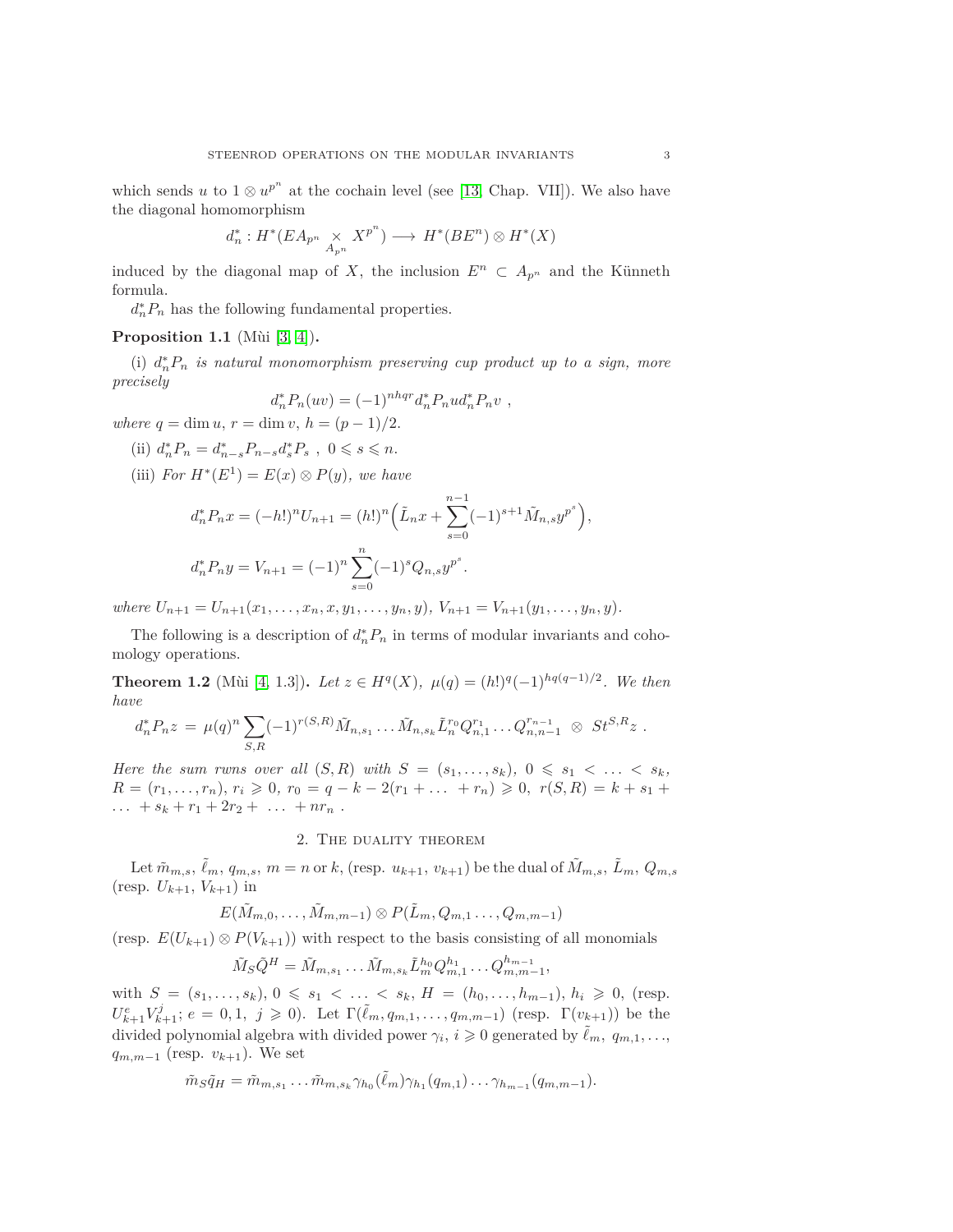which sends $u$ to $1 \otimes u^{p^n}$ at the cochain level (see [13, Chap. VII]). We also have the diagonal homomorphism

$$d_n^* : H^*(EA_{p^n} \underset{A_{p^n}}{\times} X^{p^n}) \longrightarrow H^*(BE^n) \otimes H^*(X)$$

induced by the diagonal map of $X$, the inclusion $E^n \subset A_{p^n}$ and the Künneth formula.

$d_n^* P_n$ has the following fundamental properties.

**Proposition 1.1** (Mùi [3, 4]).

(i) *$d_n^* P_n$ is natural monomorphism preserving cup product up to a sign, more precisely*

$$d_n^* P_n(uv) = (-1)^{nhqr} d_n^* P_n u d_n^* P_n v \ ,$$

*where $q = \dim u$, $r = \dim v$, $h = (p-1)/2$.*

(ii) $d_n^* P_n = d_{n-s}^* P_{n-s} d_s^* P_s \ , \ 0 \leqslant s \leqslant n.$

(iii) *For $H^*(E^1) = E(x) \otimes P(y)$, we have*

$$d_n^* P_n x = (-h!)^n U_{n+1} = (h!)^n \Big( \tilde{L}_n x + \sum_{s=0}^{n-1} (-1)^{s+1} \tilde{M}_{n,s} y^{p^s} \Big),$$

$$d_n^* P_n y = V_{n+1} = (-1)^n \sum_{s=0}^{n} (-1)^s Q_{n,s} y^{p^s}.$$

*where $U_{n+1} = U_{n+1}(x_1, \ldots, x_n, x, y_1, \ldots, y_n, y)$, $V_{n+1} = V_{n+1}(y_1, \ldots, y_n, y)$.*

The following is a description of $d_n^* P_n$ in terms of modular invariants and cohomology operations.

**Theorem 1.2** (Mùi [4, 1.3]). *Let $z \in H^q(X)$, $\mu(q) = (h!)^q (-1)^{hq(q-1)/2}$. We then have*

$$d_n^* P_n z \ = \ \mu(q)^n \sum_{S,R} (-1)^{r(S,R)} \tilde{M}_{n,s_1} \ldots \tilde{M}_{n,s_k} \tilde{L}_n^{r_0} Q_{n,1}^{r_1} \ldots Q_{n,n-1}^{r_{n-1}} \ \otimes \ St^{S,R} z \ .$$

*Here the sum runs over all $(S, R)$ with $S = (s_1, \ldots, s_k)$, $0 \leqslant s_1 < \ldots < s_k$, $R = (r_1, \ldots, r_n)$, $r_i \geqslant 0$, $r_0 = q - k - 2(r_1 + \ldots + r_n) \geqslant 0$, $r(S, R) = k + s_1 + \ldots + s_k + r_1 + 2r_2 + \ \ldots \ + nr_n$ .*

## 2. The duality theorem

Let $\tilde{m}_{m,s}$, $\tilde{\ell}_m$, $q_{m,s}$, $m = n$ or $k$, (resp. $u_{k+1}$, $v_{k+1}$) be the dual of $\tilde{M}_{m,s}$, $\tilde{L}_m$, $Q_{m,s}$ (resp. $U_{k+1}$, $V_{k+1}$) in

$$E(\tilde{M}_{m,0}, \ldots, \tilde{M}_{m,m-1}) \otimes P(\tilde{L}_m, Q_{m,1} \ldots, Q_{m,m-1})$$

(resp. $E(U_{k+1}) \otimes P(V_{k+1})$) with respect to the basis consisting of all monomials

$$\tilde{M}_S \tilde{Q}^H = \tilde{M}_{m,s_1} \ldots \tilde{M}_{m,s_k} \tilde{L}_m^{h_0} Q_{m,1}^{h_1} \ldots Q_{m,m-1}^{h_{m-1}},$$

with $S = (s_1, \ldots, s_k)$, $0 \leqslant s_1 < \ldots < s_k$, $H = (h_0, \ldots, h_{m-1})$, $h_i \geqslant 0$, (resp. $U_{k+1}^e V_{k+1}^j$; $e = 0, 1$, $j \geqslant 0$). Let $\Gamma(\tilde{\ell}_m, q_{m,1}, \ldots, q_{m,m-1})$ (resp. $\Gamma(v_{k+1})$) be the divided polynomial algebra with divided power $\gamma_i$, $i \geqslant 0$ generated by $\tilde{\ell}_m$, $q_{m,1}, \ldots$, $q_{m,m-1}$ (resp. $v_{k+1}$). We set

$$\tilde{m}_S \tilde{q}_H = \tilde{m}_{m,s_1} \ldots \tilde{m}_{m,s_k} \gamma_{h_0}(\tilde{\ell}_m) \gamma_{h_1}(q_{m,1}) \ldots \gamma_{h_{m-1}}(q_{m,m-1}).$$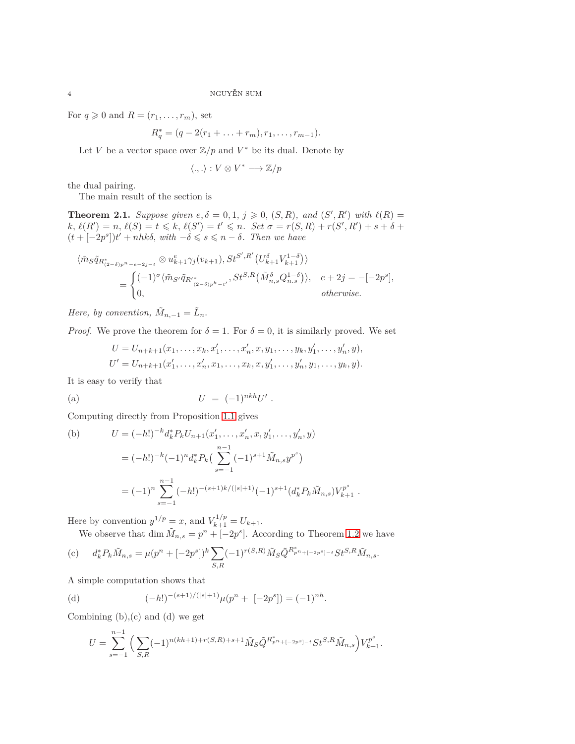For $q \geqslant 0$ and $R = (r_1, \ldots, r_m)$, set

$$R^*_q = (q - 2(r_1 + \ldots + r_m), r_1, \ldots, r_{m-1}).$$

Let $V$ be a vector space over $\mathbb{Z}/p$ and $V^*$ be its dual. Denote by

$$\langle ., . \rangle : V \otimes V^* \longrightarrow \mathbb{Z}/p$$

the dual pairing.

The main result of the section is

**Theorem 2.1.** *Suppose given $e, \delta = 0, 1$, $j \geqslant 0$, $(S, R)$, and $(S', R')$ with $\ell(R) = k$, $\ell(R') = n$, $\ell(S) = t \leqslant k$, $\ell(S') = t' \leqslant n$. Set $\sigma = r(S, R) + r(S', R') + s + \delta + (t + [-2p^s])t' + nhk\delta$, with $-\delta \leqslant s \leqslant n - \delta$. Then we have*

$$\begin{aligned}
&\langle \tilde{m}_S \tilde{q}_{R^*_{(2-\delta)p^n - e - 2j - t}} \otimes u^e_{k+1} \gamma_j(v_{k+1}), St^{S',R'}\big(U^\delta_{k+1} V^{1-\delta}_{k+1}\big) \rangle \\
&\quad = \begin{cases} (-1)^\sigma \langle \tilde{m}_{S'} \tilde{q}_{R'^*_{(2-\delta)p^k - t'}}, St^{S,R}\big(\tilde{M}^\delta_{n,s} Q^{1-\delta}_{n.s}\big) \rangle, & e + 2j = -[-2p^s], \\ 0, & \text{otherwise.} \end{cases}
\end{aligned}$$

*Here, by convention, $\tilde{M}_{n,-1} = \tilde{L}_n$.*

*Proof.* We prove the theorem for $\delta = 1$. For $\delta = 0$, it is similarly proved. We set

$$\begin{aligned}
U &= U_{n+k+1}(x_1, \ldots, x_k, x'_1, \ldots, x'_n, x, y_1, \ldots, y_k, y'_1, \ldots, y'_n, y), \\
U' &= U_{n+k+1}(x'_1, \ldots, x'_n, x_1, \ldots, x_k, x, y'_1, \ldots, y'_n, y_1, \ldots, y_k, y).
\end{aligned}$$

It is easy to verify that

$$\text{(a)} \qquad U \ = \ (-1)^{nkh} U' \ .$$

Computing directly from Proposition 1.1 gives

$$\begin{aligned}
\text{(b)} \qquad U &= (-h!)^{-k} d^*_k P_k U_{n+1}(x'_1, \ldots, x'_n, x, y'_1, \ldots, y'_n, y) \\
&= (-h!)^{-k} (-1)^n d^*_k P_k \Big( \sum_{s=-1}^{n-1} (-1)^{s+1} \tilde{M}_{n,s} y^{p^s} \Big) \\
&= (-1)^n \sum_{s=-1}^{n-1} (-h!)^{-(s+1)k/(|s|+1)} (-1)^{s+1} (d^*_k P_k \tilde{M}_{n,s}) V^{p^s}_{k+1} \ .
\end{aligned}$$

Here by convention $y^{1/p} = x$, and $V^{1/p}_{k+1} = U_{k+1}$.

We observe that $\dim \tilde{M}_{n,s} = p^n + [-2p^s]$. According to Theorem 1.2 we have

$$\text{(c)} \qquad d^*_k P_k \tilde{M}_{n,s} = \mu(p^n + [-2p^s])^k \sum_{S,R} (-1)^{r(S,R)} \tilde{M}_S \tilde{Q}^{R^*_{p^n + [-2p^s] - t}} St^{S,R} \tilde{M}_{n,s}.$$

A simple computation shows that

$$\text{(d)} \qquad (-h!)^{-(s+1)/(|s|+1)} \mu(p^n + \ [-2p^s]) = (-1)^{nh}.$$

Combining (b),(c) and (d) we get

$$U = \sum_{s=-1}^{n-1} \Big( \sum_{S,R} (-1)^{n(kh+1) + r(S,R) + s + 1} \tilde{M}_S \tilde{Q}^{R^*_{p^n + [-2p^s] - t}} St^{S,R} \tilde{M}_{n,s} \Big) V^{p^s}_{k+1}.$$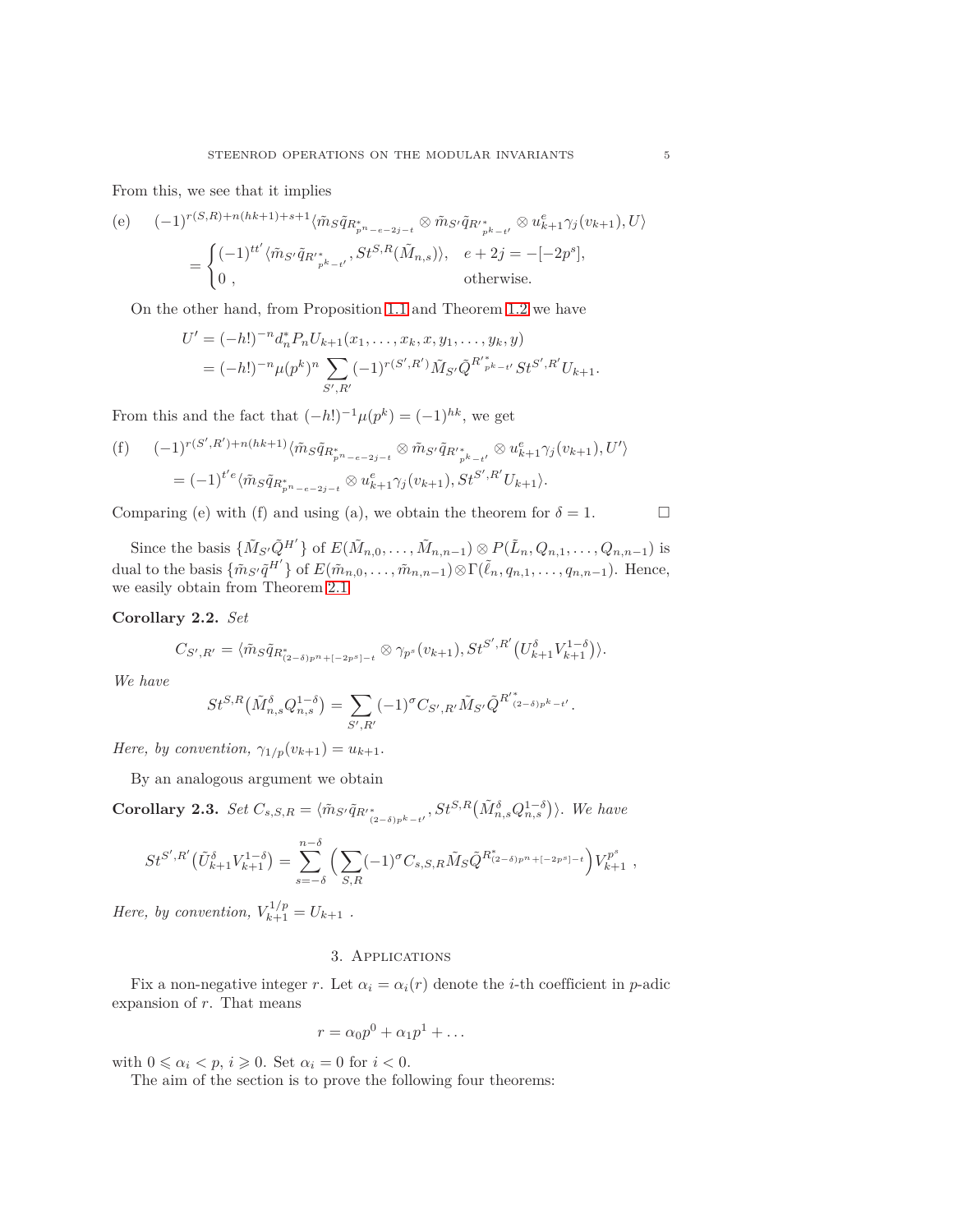From this, we see that it implies

$$
\text{(e)}\quad (-1)^{r(S,R)+n(hk+1)+s+1}\langle \tilde{m}_S\tilde{q}_{R^*_{p^n-e-2j-t}} \otimes \tilde{m}_{S'}\tilde{q}_{{R'}^*_{p^k-t'}} \otimes u^e_{k+1}\gamma_j(v_{k+1}), U\rangle
$$

$$
= \begin{cases} (-1)^{tt'}\langle \tilde{m}_{S'}\tilde{q}_{{R'}^*_{p^k-t'}}, St^{S,R}(\tilde{M}_{n,s})\rangle, & e+2j = -[-2p^s],\\ 0\ , & \text{otherwise.}\end{cases}
$$

On the other hand, from Proposition 1.1 and Theorem 1.2 we have

$$
\begin{aligned}
U' &= (-h!)^{-n} d_n^* P_n U_{k+1}(x_1,\dots,x_k,x,y_1,\dots,y_k,y)\\
&= (-h!)^{-n}\mu(p^k)^n \sum_{S',R'} (-1)^{r(S',R')}\tilde{M}_{S'}\tilde{Q}^{{R'}^*_{p^k-t'}} St^{S',R'}U_{k+1}.
\end{aligned}
$$

From this and the fact that $(-h!)^{-1}\mu(p^k) = (-1)^{hk}$, we get

$$
\text{(f)}\quad (-1)^{r(S',R')+n(hk+1)}\langle \tilde{m}_S\tilde{q}_{R^*_{p^n-e-2j-t}} \otimes \tilde{m}_{S'}\tilde{q}_{{R'}^*_{p^k-t'}} \otimes u^e_{k+1}\gamma_j(v_{k+1}), U'\rangle
$$

$$
= (-1)^{t'e}\langle \tilde{m}_S\tilde{q}_{R^*_{p^n-e-2j-t}} \otimes u^e_{k+1}\gamma_j(v_{k+1}), St^{S',R'}U_{k+1}\rangle.
$$

Comparing (e) with (f) and using (a), we obtain the theorem for $\delta = 1$. $\square$

Since the basis $\{\tilde{M}_{S'}\tilde{Q}^{H'}\}$ of $E(\tilde{M}_{n,0},\dots,\tilde{M}_{n,n-1})\otimes P(\tilde{L}_n, Q_{n,1},\dots,Q_{n,n-1})$ is dual to the basis $\{\tilde{m}_{S'}\tilde{q}^{H'}\}$ of $E(\tilde{m}_{n,0},\dots,\tilde{m}_{n,n-1})\otimes\Gamma(\tilde{\ell}_n, q_{n,1},\dots,q_{n,n-1})$. Hence, we easily obtain from Theorem 2.1

**Corollary 2.2.** *Set*

$$
C_{S',R'} = \langle \tilde{m}_S\tilde{q}_{R^*_{(2-\delta)p^n+[-2p^s]-t}} \otimes \gamma_{p^s}(v_{k+1}), St^{S',R'}\big(U^\delta_{k+1}V^{1-\delta}_{k+1}\big)\rangle.
$$

*We have*

$$
St^{S,R}\big(\tilde{M}^\delta_{n,s}Q^{1-\delta}_{n,s}\big) = \sum_{S',R'} (-1)^\sigma C_{S',R'}\tilde{M}_{S'}\tilde{Q}^{{R'}^*_{(2-\delta)p^k-t'}}.
$$

*Here, by convention,* $\gamma_{1/p}(v_{k+1}) = u_{k+1}$.

By an analogous argument we obtain

**Corollary 2.3.** *Set* $C_{s,S,R} = \langle \tilde{m}_{S'}\tilde{q}_{{R'}^*_{(2-\delta)p^k-t'}}, St^{S,R}\big(\tilde{M}^\delta_{n,s}Q^{1-\delta}_{n,s}\big)\rangle$. *We have*

$$
St^{S',R'}\big(\tilde{U}^\delta_{k+1}V^{1-\delta}_{k+1}\big) = \sum_{s=-\delta}^{n-\delta}\Big(\sum_{S,R}(-1)^\sigma C_{s,S,R}\tilde{M}_S\tilde{Q}^{R^*_{(2-\delta)p^n+[-2p^s]-t}}\Big)V^{p^s}_{k+1}\ ,
$$

*Here, by convention,* $V^{1/p}_{k+1} = U_{k+1}$ .

## 3. Applications

Fix a non-negative integer $r$. Let $\alpha_i = \alpha_i(r)$ denote the $i$-th coefficient in $p$-adic expansion of $r$. That means

$$
r = \alpha_0 p^0 + \alpha_1 p^1 + \dots
$$

with $0 \leqslant \alpha_i < p$, $i \geqslant 0$. Set $\alpha_i = 0$ for $i < 0$.

The aim of the section is to prove the following four theorems: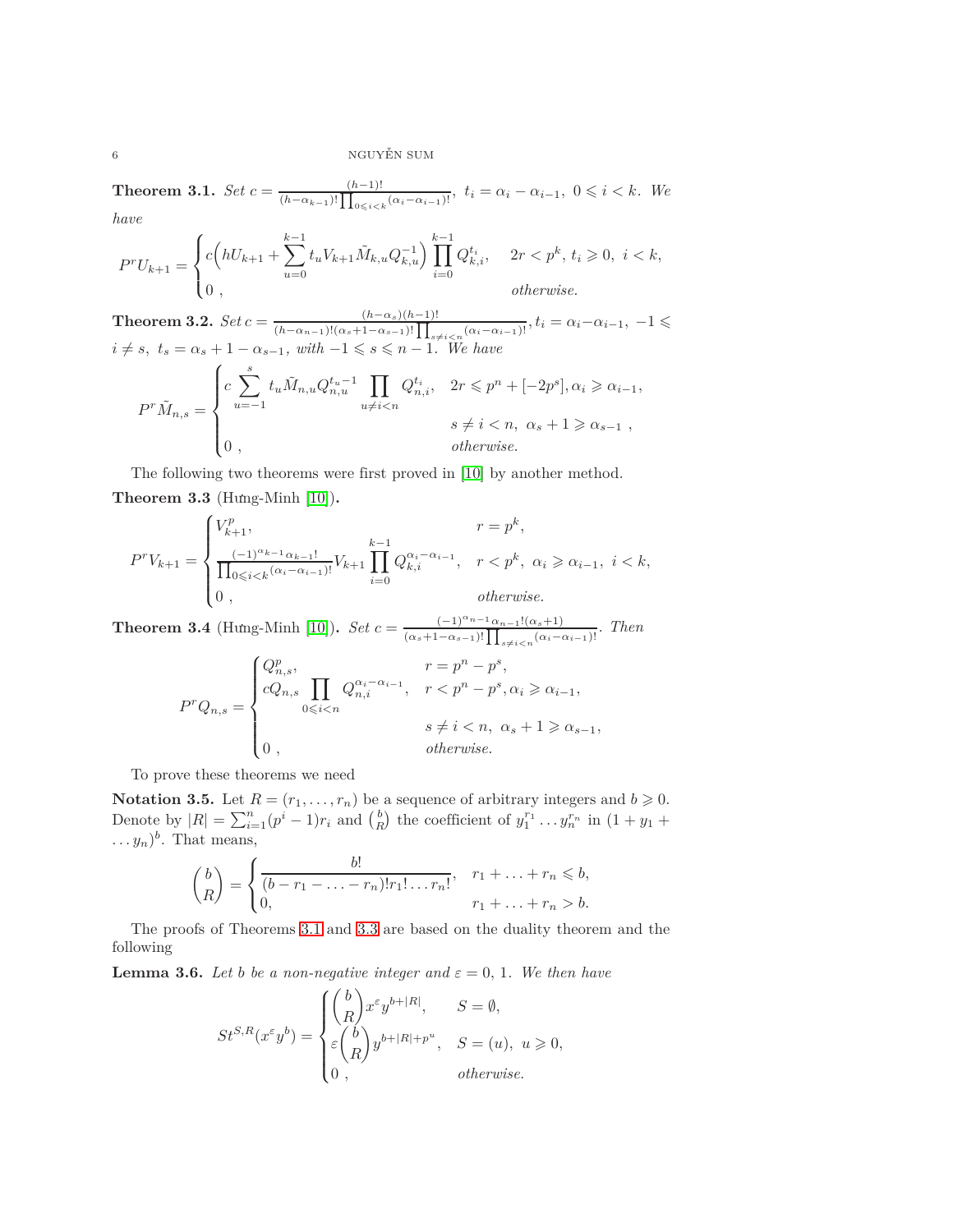**Theorem 3.1.** *Set* $c = \frac{(h-1)!}{(h-\alpha_{k-1})!\prod_{0\leqslant i<k}(\alpha_i-\alpha_{i-1})!}$, $t_i = \alpha_i - \alpha_{i-1},\ 0 \leqslant i < k$. *We have*

$$P^rU_{k+1} = \begin{cases} c\Big(hU_{k+1} + \displaystyle\sum_{u=0}^{k-1} t_u V_{k+1}\tilde{M}_{k,u}Q_{k,u}^{-1}\Big)\displaystyle\prod_{i=0}^{k-1} Q_{k,i}^{t_i}, & 2r < p^k,\ t_i \geqslant 0,\ i<k,\\ 0\ , & \textit{otherwise.}\end{cases}$$

**Theorem 3.2.** *Set* $c = \frac{(h-\alpha_s)(h-1)!}{(h-\alpha_{n-1})!(\alpha_s+1-\alpha_{s-1})!\prod_{s\neq i<n}(\alpha_i-\alpha_{i-1})!}$, $t_i = \alpha_i - \alpha_{i-1},\ -1 \leqslant i \neq s,\ t_s = \alpha_s + 1 - \alpha_{s-1}$, *with* $-1 \leqslant s \leqslant n-1$. *We have*

$$P^r\tilde{M}_{n,s} = \begin{cases} c\displaystyle\sum_{u=-1}^{s} t_u\tilde{M}_{n,u}Q_{n,u}^{t_u-1}\prod_{u\neq i<n} Q_{n,i}^{t_i}, & 2r \leqslant p^n + [-2p^s], \alpha_i \geqslant \alpha_{i-1},\\ & s\neq i<n,\ \alpha_s+1 \geqslant \alpha_{s-1}\ ,\\ 0\ , & \textit{otherwise.}\end{cases}$$

The following two theorems were first proved in [10] by another method.

**Theorem 3.3** (Hưng-Minh [10])**.**

$$P^rV_{k+1} = \begin{cases} V_{k+1}^p, & r = p^k,\\ \dfrac{(-1)^{\alpha_{k-1}}\alpha_{k-1}!}{\prod_{0\leqslant i<k}(\alpha_i-\alpha_{i-1})!}V_{k+1}\displaystyle\prod_{i=0}^{k-1}Q_{k,i}^{\alpha_i-\alpha_{i-1}}, & r<p^k,\ \alpha_i \geqslant \alpha_{i-1},\ i<k,\\ 0\ , & \textit{otherwise.}\end{cases}$$

**Theorem 3.4** (Hưng-Minh [10])**.** *Set* $c = \frac{(-1)^{\alpha_{n-1}}\alpha_{n-1}!(\alpha_s+1)}{(\alpha_s+1-\alpha_{s-1})!\prod_{s\neq i<n}(\alpha_i-\alpha_{i-1})!}$. *Then*

$$P^rQ_{n,s} = \begin{cases} Q_{n,s}^p, & r = p^n - p^s,\\ cQ_{n,s}\displaystyle\prod_{0\leqslant i<n}Q_{n,i}^{\alpha_i-\alpha_{i-1}}, & r<p^n-p^s, \alpha_i\geqslant\alpha_{i-1},\\ & s\neq i<n,\ \alpha_s+1\geqslant\alpha_{s-1},\\ 0\ , & \textit{otherwise.}\end{cases}$$

To prove these theorems we need

**Notation 3.5.** Let $R = (r_1, \ldots, r_n)$ be a sequence of arbitrary integers and $b \geqslant 0$. Denote by $|R| = \sum_{i=1}^n (p^i-1)r_i$ and $\binom{b}{R}$ the coefficient of $y_1^{r_1}\ldots y_n^{r_n}$ in $(1+y_1+\ldots y_n)^b$. That means,

$$\binom{b}{R} = \begin{cases} \dfrac{b!}{(b-r_1-\ldots-r_n)!r_1!\ldots r_n!}, & r_1+\ldots+r_n \leqslant b,\\ 0, & r_1+\ldots+r_n > b.\end{cases}$$

The proofs of Theorems 3.1 and 3.3 are based on the duality theorem and the following

**Lemma 3.6.** *Let $b$ be a non-negative integer and $\varepsilon = 0, 1$. We then have*

$$St^{S,R}(x^\varepsilon y^b) = \begin{cases} \dbinom{b}{R}x^\varepsilon y^{b+|R|}, & S = \emptyset,\\ \varepsilon\dbinom{b}{R}y^{b+|R|+p^u}, & S = (u),\ u\geqslant 0,\\ 0\ , & \textit{otherwise.}\end{cases}$$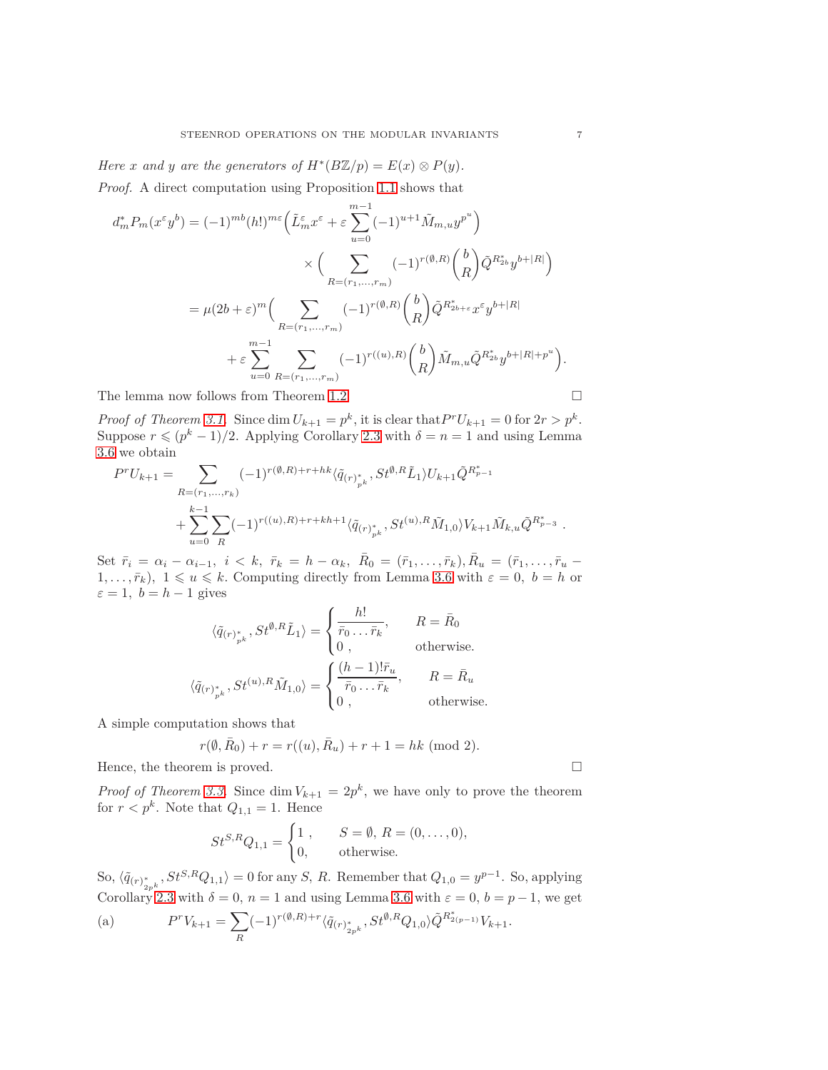*Here $x$ and $y$ are the generators of $H^*(B\mathbb{Z}/p) = E(x) \otimes P(y)$.*

*Proof.* A direct computation using Proposition 1.1 shows that

$$
\begin{aligned}
d_m^* P_m(x^\varepsilon y^b) &= (-1)^{mb}(h!)^{m\varepsilon}\Big(\tilde{L}_m^\varepsilon x^\varepsilon + \varepsilon\sum_{u=0}^{m-1}(-1)^{u+1}\tilde{M}_{m,u}y^{p^u}\Big)\\
&\qquad\qquad \times\Big(\sum_{R=(r_1,\dots,r_m)}(-1)^{r(\emptyset,R)}\binom{b}{R}\tilde{Q}^{R^*_{2b}}y^{b+|R|}\Big)\\
&= \mu(2b+\varepsilon)^m\Big(\sum_{R=(r_1,\dots,r_m)}(-1)^{r(\emptyset,R)}\binom{b}{R}\tilde{Q}^{R^*_{2b+\varepsilon}}x^\varepsilon y^{b+|R|}\\
&\qquad + \varepsilon\sum_{u=0}^{m-1}\sum_{R=(r_1,\dots,r_m)}(-1)^{r((u),R)}\binom{b}{R}\tilde{M}_{m,u}\tilde{Q}^{R^*_{2b}}y^{b+|R|+p^u}\Big).
\end{aligned}
$$

The lemma now follows from Theorem 1.2. $\square$

*Proof of Theorem 3.1.* Since $\dim U_{k+1} = p^k$, it is clear that $P^r U_{k+1} = 0$ for $2r > p^k$. Suppose $r \leqslant (p^k-1)/2$. Applying Corollary 2.3 with $\delta = n = 1$ and using Lemma 3.6 we obtain

$$
\begin{aligned}
P^r U_{k+1} &= \sum_{R=(r_1,\dots,r_k)}(-1)^{r(\emptyset,R)+r+hk}\langle \tilde{q}_{(r)^*_{p^k}}, St^{\emptyset,R}\tilde{L}_1\rangle U_{k+1}\tilde{Q}^{R^*_{p-1}}\\
&\quad + \sum_{u=0}^{k-1}\sum_R(-1)^{r((u),R)+r+kh+1}\langle \tilde{q}_{(r)^*_{p^k}}, St^{(u),R}\tilde{M}_{1,0}\rangle V_{k+1}\tilde{M}_{k,u}\tilde{Q}^{R^*_{p-3}}\ .
\end{aligned}
$$

Set $\bar{r}_i = \alpha_i - \alpha_{i-1},\ i<k,\ \bar{r}_k = h-\alpha_k,\ \bar{R}_0 = (\bar{r}_1,\dots,\bar{r}_k), \bar{R}_u = (\bar{r}_1,\dots,\bar{r}_u - 1,\dots,\bar{r}_k),\ 1\leqslant u\leqslant k$. Computing directly from Lemma 3.6 with $\varepsilon = 0,\ b = h$ or $\varepsilon = 1,\ b = h-1$ gives

$$
\langle \tilde{q}_{(r)^*_{p^k}}, St^{\emptyset,R}\tilde{L}_1\rangle = \begin{cases}\dfrac{h!}{\bar{r}_0\dots\bar{r}_k}, & R = \bar{R}_0\\ 0\ , & \text{otherwise.}\end{cases}
$$

$$
\langle \tilde{q}_{(r)^*_{p^k}}, St^{(u),R}\tilde{M}_{1,0}\rangle = \begin{cases}\dfrac{(h-1)!\bar{r}_u}{\bar{r}_0\dots\bar{r}_k}, & R = \bar{R}_u\\ 0\ , & \text{otherwise.}\end{cases}
$$

A simple computation shows that

$$
r(\emptyset,\bar{R}_0) + r = r((u),\bar{R}_u) + r + 1 = hk \pmod 2.
$$

Hence, the theorem is proved. $\square$

*Proof of Theorem 3.3.* Since $\dim V_{k+1} = 2p^k$, we have only to prove the theorem for $r < p^k$. Note that $Q_{1,1} = 1$. Hence

$$
St^{S,R}Q_{1,1} = \begin{cases}1\ , & S=\emptyset,\ R = (0,\dots,0),\\ 0, & \text{otherwise.}\end{cases}
$$

So, $\langle \tilde{q}_{(r)^*_{2p^k}}, St^{S,R}Q_{1,1}\rangle = 0$ for any $S$, $R$. Remember that $Q_{1,0} = y^{p-1}$. So, applying Corollary 2.3 with $\delta = 0$, $n = 1$ and using Lemma 3.6 with $\varepsilon = 0$, $b = p-1$, we get

$$
\text{(a)}\qquad P^r V_{k+1} = \sum_R(-1)^{r(\emptyset,R)+r}\langle \tilde{q}_{(r)^*_{2p^k}}, St^{\emptyset,R}Q_{1,0}\rangle \tilde{Q}^{R^*_{2(p-1)}}V_{k+1}.
$$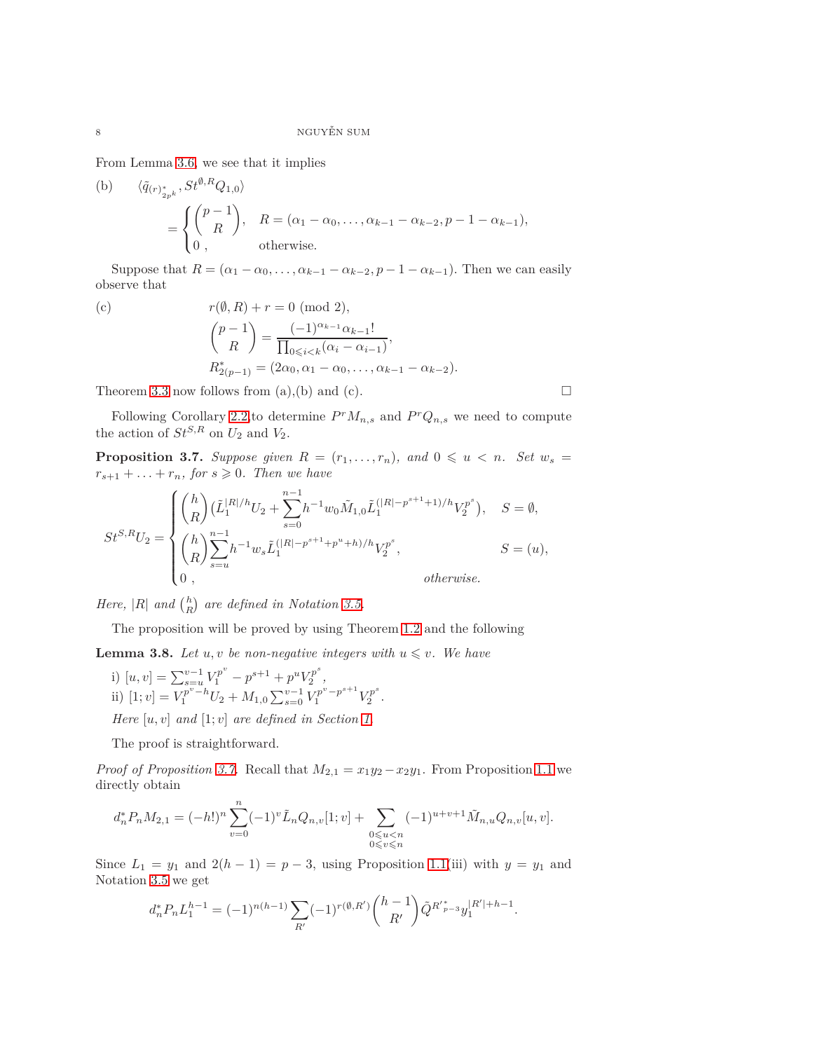From Lemma 3.6, we see that it implies

(b) $\quad \langle \tilde q_{(r)^*_{2p^k}}, St^{\emptyset,R}Q_{1,0}\rangle$

$$= \begin{cases} \binom{p-1}{R}, & R = (\alpha_1-\alpha_0,\ldots,\alpha_{k-1}-\alpha_{k-2}, p-1-\alpha_{k-1}),\\ 0\ , & \text{otherwise.}\end{cases}$$

Suppose that $R = (\alpha_1-\alpha_0,\ldots,\alpha_{k-1}-\alpha_{k-2}, p-1-\alpha_{k-1})$. Then we can easily observe that

(c)
$$\begin{aligned} &r(\emptyset, R) + r = 0 \ (\mathrm{mod}\ 2),\\ &\binom{p-1}{R} = \frac{(-1)^{\alpha_{k-1}}\alpha_{k-1}!}{\prod_{0\leqslant i<k}(\alpha_i-\alpha_{i-1})},\\ &R^*_{2(p-1)} = (2\alpha_0, \alpha_1-\alpha_0,\ldots,\alpha_{k-1}-\alpha_{k-2}).\end{aligned}$$

Theorem 3.3 now follows from (a),(b) and (c). □

Following Corollary 2.2 to determine $P^rM_{n,s}$ and $P^rQ_{n,s}$ we need to compute the action of $St^{S,R}$ on $U_2$ and $V_2$.

**Proposition 3.7.** *Suppose given $R = (r_1,\ldots,r_n)$, and $0\leqslant u<n$. Set $w_s = r_{s+1}+\ldots+r_n$, for $s\geqslant 0$. Then we have*

$$St^{S,R}U_2 = \begin{cases} \binom{h}{R}\big(\tilde L_1^{|R|/h}U_2 + \sum_{s=0}^{n-1} h^{-1}w_0\tilde M_{1,0}\tilde L_1^{(|R|-p^{s+1}+1)/h}V_2^{p^s}\big), & S=\emptyset,\\ \binom{h}{R}\sum_{s=u}^{n-1} h^{-1}w_s\tilde L_1^{(|R|-p^{s+1}+p^u+h)/h}V_2^{p^s}, & S=(u),\\ 0\ , & \text{otherwise.}\end{cases}$$

*Here, $|R|$ and $\binom{h}{R}$ are defined in Notation 3.5.*

The proposition will be proved by using Theorem 1.2 and the following

**Lemma 3.8.** *Let $u, v$ be non-negative integers with $u\leqslant v$. We have*

i) $[u,v] = \sum_{s=u}^{v-1} V_1^{p^v-p^{s+1}+p^u}V_2^{p^s}$,
ii) $[1;v] = V_1^{p^v-h}U_2 + M_{1,0}\sum_{s=0}^{v-1}V_1^{p^v-p^{s+1}}V_2^{p^s}$.

*Here $[u,v]$ and $[1;v]$ are defined in Section 1.*

The proof is straightforward.

*Proof of Proposition 3.7.* Recall that $M_{2,1} = x_1y_2 - x_2y_1$. From Proposition 1.1 we directly obtain

$$d_n^*P_nM_{2,1} = (-h!)^n\sum_{v=0}^n(-1)^v\tilde L_nQ_{n,v}[1;v] + \sum_{\substack{0\leqslant u<n\\ 0\leqslant v\leqslant n}}(-1)^{u+v+1}\tilde M_{n,u}Q_{n,v}[u,v].$$

Since $L_1 = y_1$ and $2(h-1) = p-3$, using Proposition 1.1(iii) with $y=y_1$ and Notation 3.5 we get

$$d_n^*P_nL_1^{h-1} = (-1)^{n(h-1)}\sum_{R'}(-1)^{r(\emptyset,R')}\binom{h-1}{R'}\tilde Q^{R'^*_{p-3}}y_1^{|R'|+h-1}.$$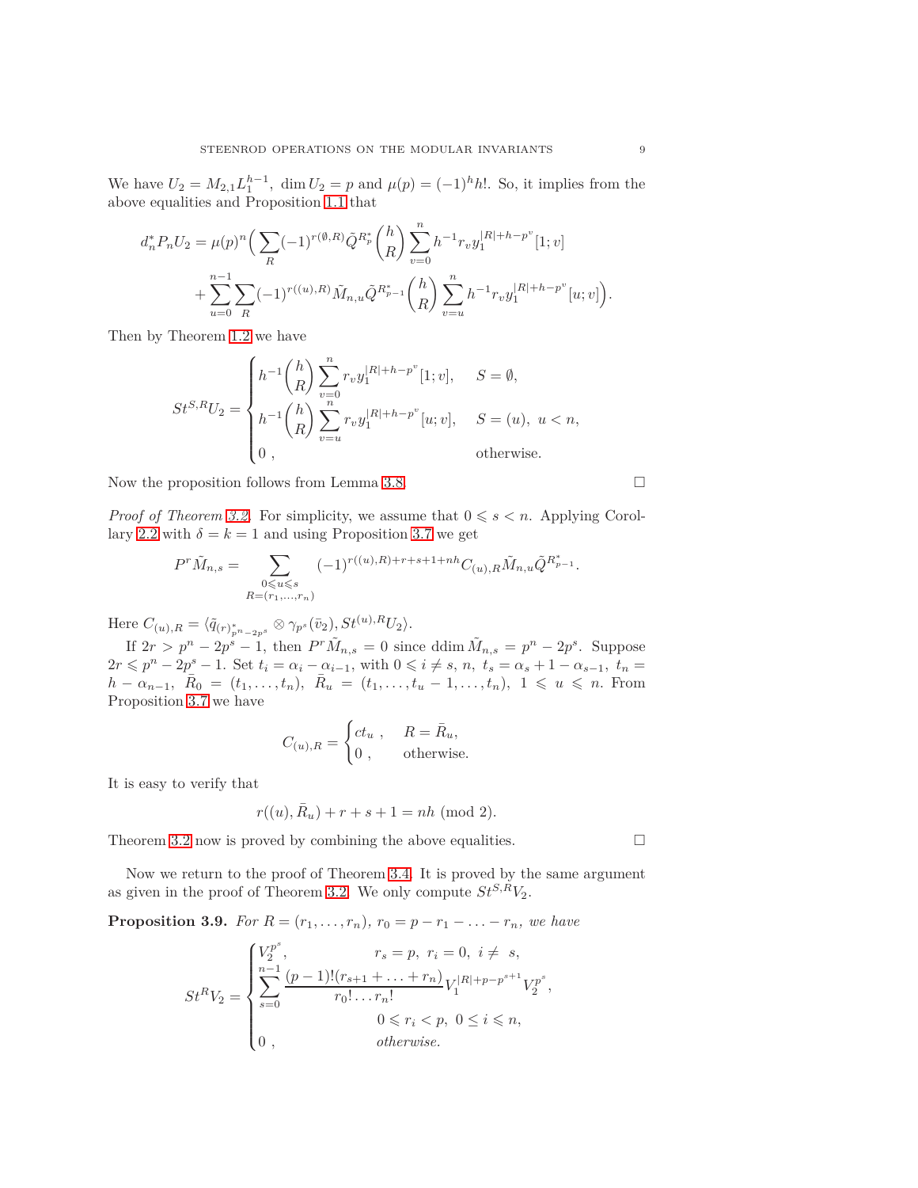We have $U_2 = M_{2,1}L_1^{h-1}$, $\dim U_2 = p$ and $\mu(p) = (-1)^h h!$. So, it implies from the above equalities and Proposition 1.1 that

$$d_n^* P_n U_2 = \mu(p)^n \Big( \sum_R (-1)^{r(\emptyset,R)} \tilde{Q}^{R_p^*} \binom{h}{R} \sum_{v=0}^{n} h^{-1} r_v y_1^{|R|+h-p^v}[1;v] + \sum_{u=0}^{n-1} \sum_R (-1)^{r((u),R)} \tilde{M}_{n,u} \tilde{Q}^{R_{p-1}^*} \binom{h}{R} \sum_{v=u}^{n} h^{-1} r_v y_1^{|R|+h-p^v}[u;v] \Big).$$

Then by Theorem 1.2 we have

$$St^{S,R} U_2 = \begin{cases} h^{-1}\binom{h}{R} \sum_{v=0}^{n} r_v y_1^{|R|+h-p^v}[1;v], & S = \emptyset, \\ h^{-1}\binom{h}{R} \sum_{v=u}^{n} r_v y_1^{|R|+h-p^v}[u;v], & S = (u),\ u < n, \\ 0\ , & \text{otherwise.} \end{cases}$$

Now the proposition follows from Lemma 3.8. □

*Proof of Theorem 3.2.* For simplicity, we assume that $0 \leqslant s < n$. Applying Corollary 2.2 with $\delta = k = 1$ and using Proposition 3.7 we get

$$P^r \tilde{M}_{n,s} = \sum_{\substack{0 \leqslant u \leqslant s \\ R=(r_1,\ldots,r_n)}} (-1)^{r((u),R)+r+s+1+nh} C_{(u),R} \tilde{M}_{n,u} \tilde{Q}^{R_{p-1}^*}.$$

Here $C_{(u),R} = \langle \tilde{q}_{(r)^*_{p^n-2p^s}} \otimes \gamma_{p^s}(\bar{v}_2), St^{(u),R} U_2 \rangle$.

If $2r > p^n - 2p^s - 1$, then $P^r \tilde{M}_{n,s} = 0$ since $\operatorname{ddim} \tilde{M}_{n,s} = p^n - 2p^s$. Suppose $2r \leqslant p^n - 2p^s - 1$. Set $t_i = \alpha_i - \alpha_{i-1}$, with $0 \leqslant i \neq s,\ n,\ t_s = \alpha_s + 1 - \alpha_{s-1},\ t_n = h - \alpha_{n-1},\ \bar{R}_0 = (t_1, \ldots, t_n),\ \bar{R}_u = (t_1, \ldots, t_u - 1, \ldots, t_n),\ 1 \leqslant u \leqslant n$. From Proposition 3.7 we have

$$C_{(u),R} = \begin{cases} ct_u\ , & R = \bar{R}_u, \\ 0\ , & \text{otherwise.} \end{cases}$$

It is easy to verify that

$$r((u), \bar{R}_u) + r + s + 1 = nh \ (\mathrm{mod}\ 2).$$

Theorem 3.2 now is proved by combining the above equalities. □

Now we return to the proof of Theorem 3.4. It is proved by the same argument as given in the proof of Theorem 3.2. We only compute $St^{S,R} V_2$.

**Proposition 3.9.** *For $R = (r_1, \ldots, r_n)$, $r_0 = p - r_1 - \ldots - r_n$, we have*

$$St^R V_2 = \begin{cases} V_2^{p^s}, & r_s = p,\ r_i = 0,\ i \neq s, \\ \displaystyle\sum_{s=0}^{n-1} \frac{(p-1)!(r_{s+1} + \ldots + r_n)}{r_0! \ldots r_n!} V_1^{|R|+p-p^{s+1}} V_2^{p^s}, & \\ \qquad 0 \leqslant r_i < p,\ 0 \leq i \leqslant n, & \\ 0\ , & \textit{otherwise.} \end{cases}$$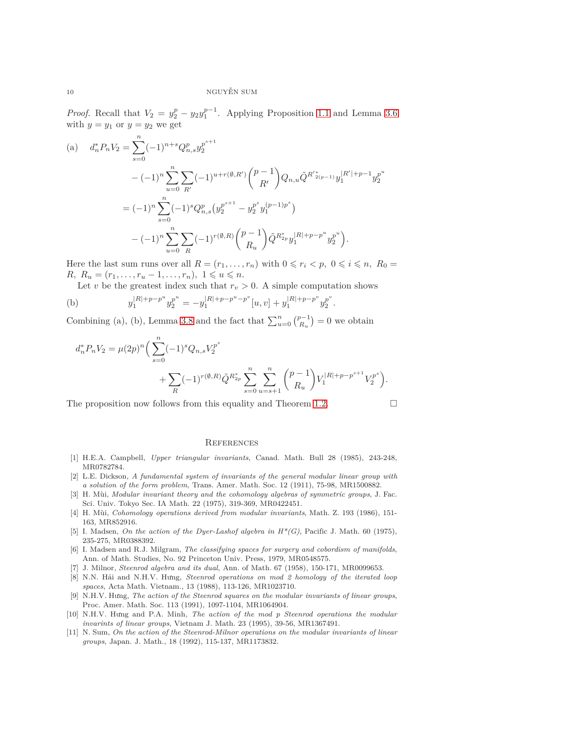*Proof.* Recall that $V_2 = y_2^p - y_2 y_1^{p-1}$. Applying Proposition 1.1 and Lemma 3.6 with $y = y_1$ or $y = y_2$ we get

$$
\begin{aligned}
\text{(a)} \quad d_n^* P_n V_2 &= \sum_{s=0}^{n} (-1)^{n+s} Q_{n,s}^p y_2^{p^{s+1}} \\
&\quad - (-1)^n \sum_{u=0}^{n} \sum_{R'} (-1)^{u+r(\emptyset,R')} \binom{p-1}{R'} Q_{n,u} \tilde{Q}^{R'^*_{2(p-1)}} y_1^{|R'|+p-1} y_2^{p^u} \\
&= (-1)^n \sum_{s=0}^{n} (-1)^s Q_{n,s}^p \big( y_2^{p^{s+1}} - y_2^{p^s} y_1^{(p-1)p^s} \big) \\
&\quad - (-1)^n \sum_{u=0}^{n} \sum_{R} (-1)^{r(\emptyset,R)} \binom{p-1}{R_u} \tilde{Q}^{R^*_{2p}} y_1^{|R|+p-p^u} y_2^{p^u} \big).
\end{aligned}
$$

Here the last sum runs over all $R = (r_1, \ldots, r_n)$ with $0 \leqslant r_i < p,\ 0 \leqslant i \leqslant n,\ R_0 = R,\ R_u = (r_1, \ldots, r_u - 1, \ldots, r_n),\ 1 \leqslant u \leqslant n$.

Let $v$ be the greatest index such that $r_v > 0$. A simple computation shows

$$
\text{(b)} \qquad y_1^{|R|+p-p^u} y_2^{p^u} = -y_1^{|R|+p-p^u-p^v} [u, v] + y_1^{|R|+p-p^v} y_2^{p^v}.
$$

Combining (a), (b), Lemma 3.8 and the fact that $\sum_{u=0}^{n} \binom{p-1}{R_u} = 0$ we obtain

$$
\begin{aligned}
d_n^* P_n V_2 = \mu(2p)^n \Big( & \sum_{s=0}^{n} (-1)^s Q_{n,s} V_2^{p^s} \\
& + \sum_{R} (-1)^{r(\emptyset,R)} \tilde{Q}^{R^*_{2p}} \sum_{s=0}^{n} \sum_{u=s+1}^{n} \binom{p-1}{R_u} V_1^{|R|+p-p^{s+1}} V_2^{p^s} \Big).
\end{aligned}
$$

The proposition now follows from this equality and Theorem 1.2. $\square$

## References

[1] H.E.A. Campbell, *Upper triangular invariants*, Canad. Math. Bull 28 (1985), 243-248, MR0782784.

[2] L.E. Dickson, *A fundamental system of invariants of the general modular linear group with a solution of the form problem*, Trans. Amer. Math. Soc. 12 (1911), 75-98, MR1500882.

[3] H. Mùi, *Modular invariant theory and the cohomology algebras of symmetric groups*, J. Fac. Sci. Univ. Tokyo Sec. IA Math. 22 (1975), 319-369, MR0422451.

[4] H. Mùi, *Cohomology operations derived from modular invariants*, Math. Z. 193 (1986), 151-163, MR852916.

[5] I. Madsen, *On the action of the Dyer-Lashof algebra in H\*(G)*, Pacific J. Math. 60 (1975), 235-275, MR0388392.

[6] I. Madsen and R.J. Milgram, *The classifying spaces for surgery and cobordism of manifolds*, Ann. of Math. Studies, No. 92 Princeton Univ. Press, 1979, MR0548575.

[7] J. Milnor, *Steenrod algebra and its dual*, Ann. of Math. 67 (1958), 150-171, MR0099653.

[8] N.N. Hải and N.H.V. Hưng, *Steenrod operations on mod 2 homology of the iterated loop spaces*, Acta Math. Vietnam., 13 (1988), 113-126, MR1023710.

[9] N.H.V. Hưng, *The action of the Steenrod squares on the modular invariants of linear groups*, Proc. Amer. Math. Soc. 113 (1991), 1097-1104, MR1064904.

[10] N.H.V. Hưng and P.A. Minh, *The action of the mod p Steenrod operations the modular invarints of linear groups*, Vietnam J. Math. 23 (1995), 39-56, MR1367491.

[11] N. Sum, *On the action of the Steenrod-Milnor operations on the modular invariants of linear groups*, Japan. J. Math., 18 (1992), 115-137, MR1173832.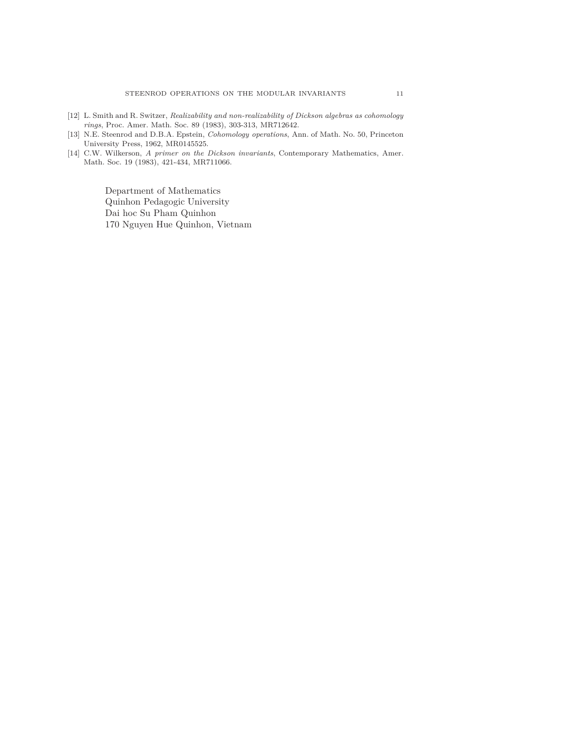[12] L. Smith and R. Switzer, *Realizability and non-realizability of Dickson algebras as cohomology rings*, Proc. Amer. Math. Soc. 89 (1983), 303-313, MR712642.

[13] N.E. Steenrod and D.B.A. Epstein, *Cohomology operations*, Ann. of Math. No. 50, Princeton University Press, 1962, MR0145525.

[14] C.W. Wilkerson, *A primer on the Dickson invariants*, Contemporary Mathematics, Amer. Math. Soc. 19 (1983), 421-434, MR711066.

Department of Mathematics
Quinhon Pedagogic University
Dai hoc Su Pham Quinhon
170 Nguyen Hue Quinhon, Vietnam